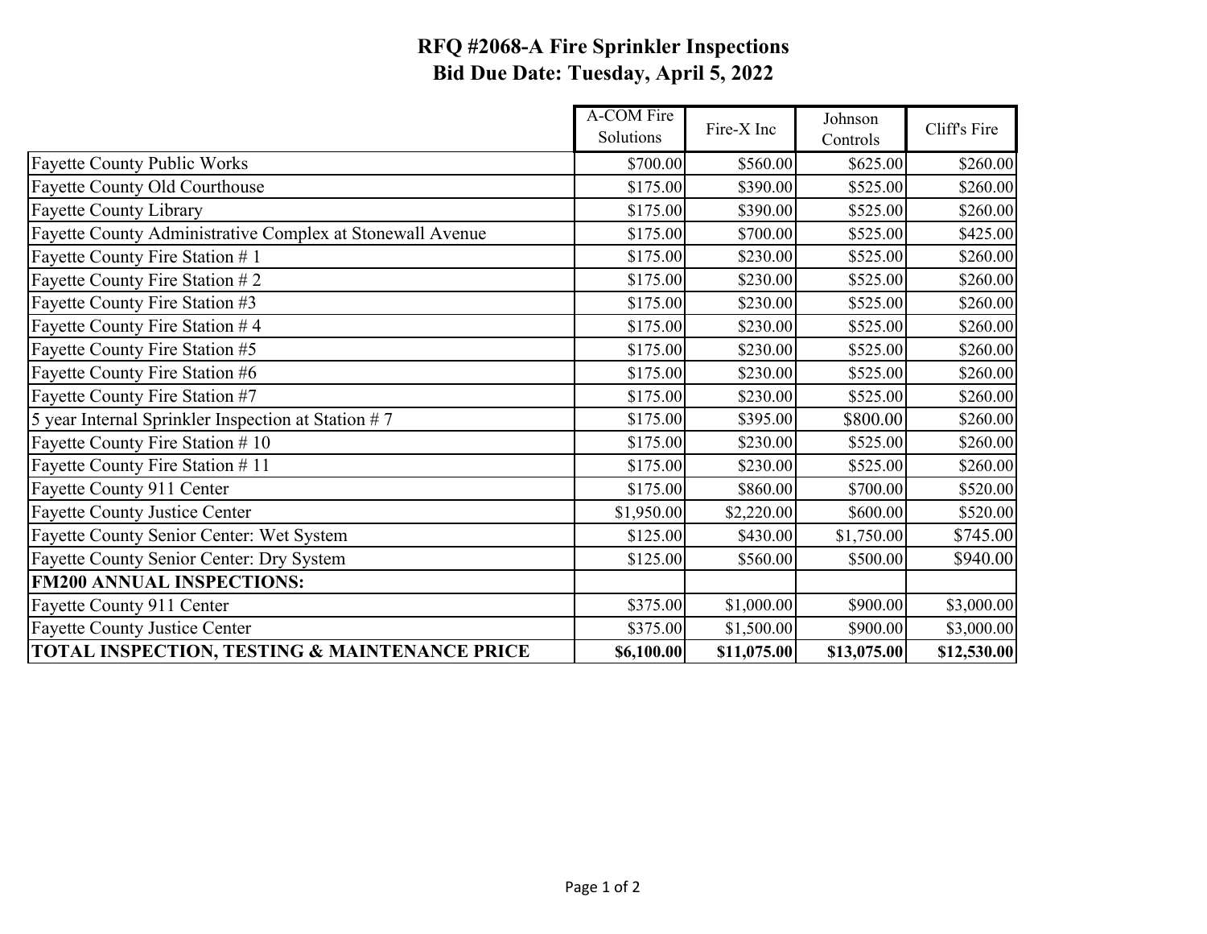# RFQ #2068-A Fire Sprinkler Inspections
## Bid Due Date: Tuesday, April 5, 2022

| | A-COM Fire Solutions | Fire-X Inc | Johnson Controls | Cliff's Fire |
|---|---|---|---|---|
| Fayette County Public Works | $700.00 | $560.00 | $625.00 | $260.00 |
| Fayette County Old Courthouse | $175.00 | $390.00 | $525.00 | $260.00 |
| Fayette County Library | $175.00 | $390.00 | $525.00 | $260.00 |
| Fayette County Administrative Complex at Stonewall Avenue | $175.00 | $700.00 | $525.00 | $425.00 |
| Fayette County Fire Station # 1 | $175.00 | $230.00 | $525.00 | $260.00 |
| Fayette County Fire Station # 2 | $175.00 | $230.00 | $525.00 | $260.00 |
| Fayette County Fire Station #3 | $175.00 | $230.00 | $525.00 | $260.00 |
| Fayette County Fire Station # 4 | $175.00 | $230.00 | $525.00 | $260.00 |
| Fayette County Fire Station #5 | $175.00 | $230.00 | $525.00 | $260.00 |
| Fayette County Fire Station #6 | $175.00 | $230.00 | $525.00 | $260.00 |
| Fayette County Fire Station #7 | $175.00 | $230.00 | $525.00 | $260.00 |
| 5 year Internal Sprinkler Inspection at Station # 7 | $175.00 | $395.00 | $800.00 | $260.00 |
| Fayette County Fire Station # 10 | $175.00 | $230.00 | $525.00 | $260.00 |
| Fayette County Fire Station # 11 | $175.00 | $230.00 | $525.00 | $260.00 |
| Fayette County 911 Center | $175.00 | $860.00 | $700.00 | $520.00 |
| Fayette County Justice Center | $1,950.00 | $2,220.00 | $600.00 | $520.00 |
| Fayette County Senior Center: Wet System | $125.00 | $430.00 | $1,750.00 | $745.00 |
| Fayette County Senior Center: Dry System | $125.00 | $560.00 | $500.00 | $940.00 |
| **FM200 ANNUAL INSPECTIONS:** | | | | |
| Fayette County 911 Center | $375.00 | $1,000.00 | $900.00 | $3,000.00 |
| Fayette County Justice Center | $375.00 | $1,500.00 | $900.00 | $3,000.00 |
| **TOTAL INSPECTION, TESTING & MAINTENANCE PRICE** | **$6,100.00** | **$11,075.00** | **$13,075.00** | **$12,530.00** |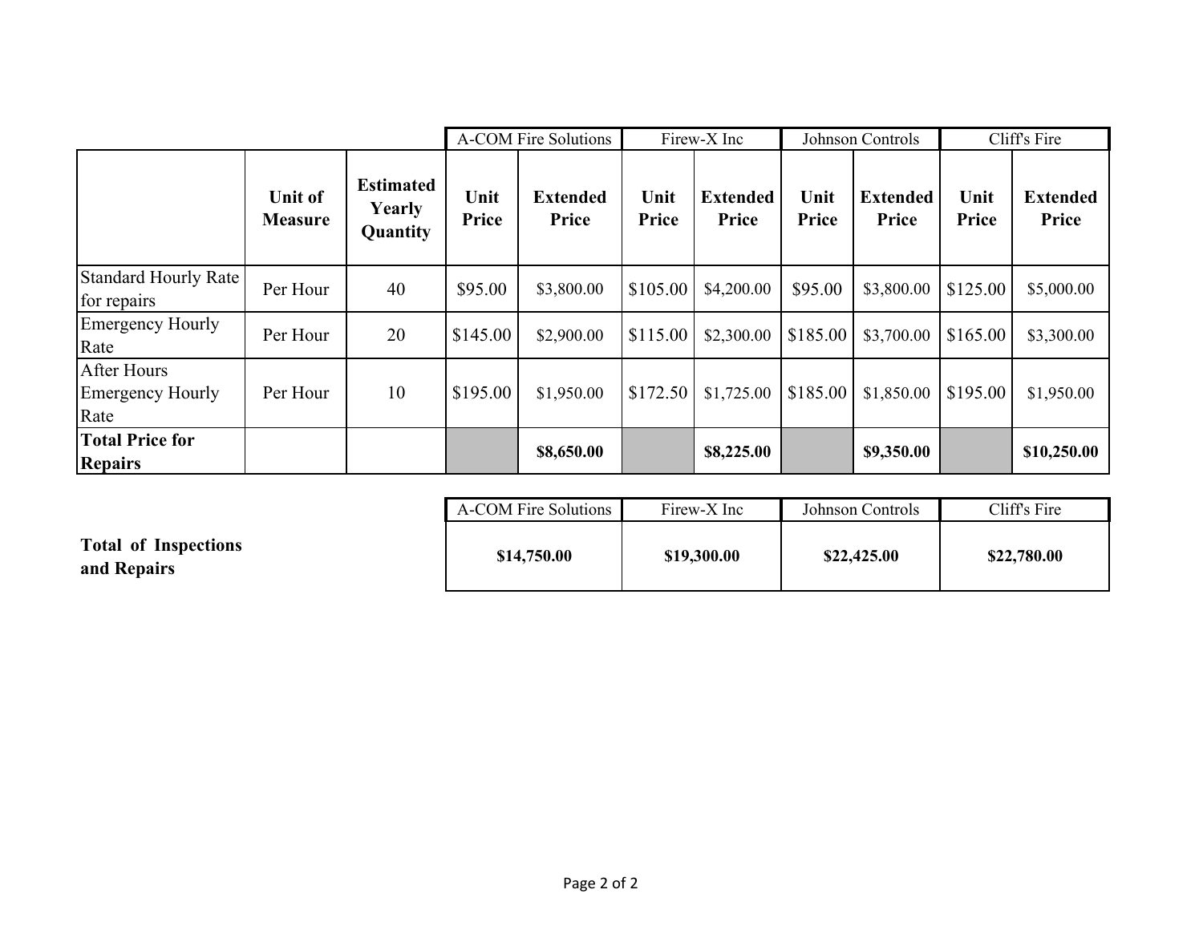| | | | A-COM Fire Solutions | | Firew-X Inc | | Johnson Controls | | Cliff's Fire | |
|---|---|---|---|---|---|---|---|---|---|---|
| | **Unit of Measure** | **Estimated Yearly Quantity** | **Unit Price** | **Extended Price** | **Unit Price** | **Extended Price** | **Unit Price** | **Extended Price** | **Unit Price** | **Extended Price** |
| Standard Hourly Rate for repairs | Per Hour | 40 | $95.00 | $3,800.00 | $105.00 | $4,200.00 | $95.00 | $3,800.00 | $125.00 | $5,000.00 |
| Emergency Hourly Rate | Per Hour | 20 | $145.00 | $2,900.00 | $115.00 | $2,300.00 | $185.00 | $3,700.00 | $165.00 | $3,300.00 |
| After Hours Emergency Hourly Rate | Per Hour | 10 | $195.00 | $1,950.00 | $172.50 | $1,725.00 | $185.00 | $1,850.00 | $195.00 | $1,950.00 |
| **Total Price for Repairs** | | | | **$8,650.00** | | **$8,225.00** | | **$9,350.00** | | **$10,250.00** |

| | A-COM Fire Solutions | Firew-X Inc | Johnson Controls | Cliff's Fire |
|---|---|---|---|---|
| **Total of Inspections and Repairs** | **$14,750.00** | **$19,300.00** | **$22,425.00** | **$22,780.00** |